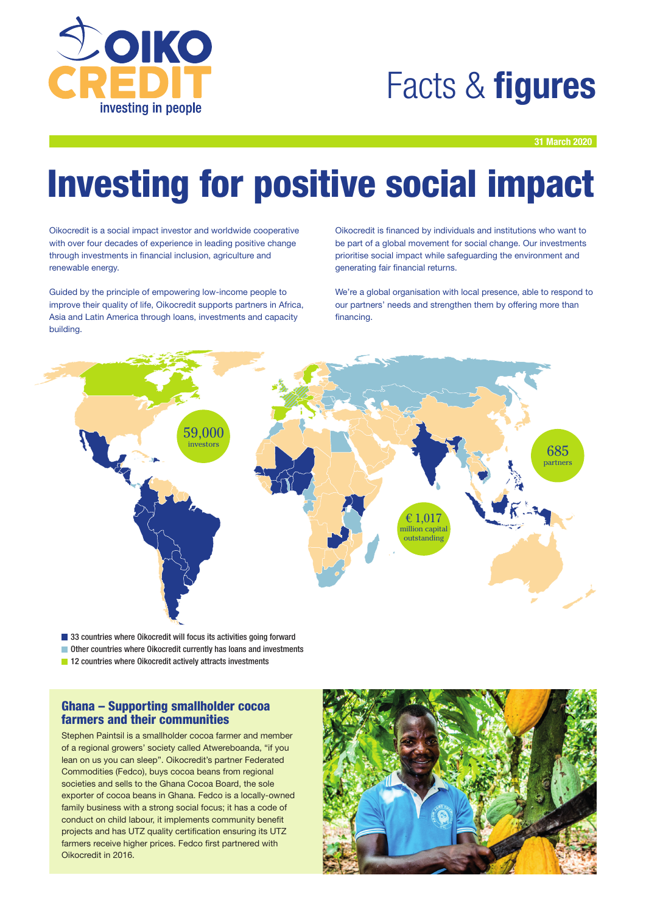# Facts & **figures**

31 March 2020

# Investing for positive social impact

Oikocredit is a social impact investor and worldwide cooperative with over four decades of experience in leading positive change through investments in financial inclusion, agriculture and renewable energy.

Guided by the principle of empowering low-income people to improve their quality of life, Oikocredit supports partners in Africa, Asia and Latin America through loans, investments and capacity building.

Oikocredit is financed by individuals and institutions who want to be part of a global movement for social change. Our investments prioritise social impact while safeguarding the environment and generating fair financial returns.

We're a global organisation with local presence, able to respond to our partners' needs and strengthen them by offering more than financing.

59,000 investors

685 partners

€ 1,017 million capital outstanding

- 33 countries where Oikocredit will focus its activities going forward
- Other countries where Oikocredit currently has loans and investments
- 12 countries where Oikocredit actively attracts investments

## Ghana – Supporting smallholder cocoa farmers and their communities

Stephen Paintsil is a smallholder cocoa farmer and member of a regional growers' society called Atwereboanda, "if you lean on us you can sleep". Oikocredit's partner Federated Commodities (Fedco), buys cocoa beans from regional societies and sells to the Ghana Cocoa Board, the sole exporter of cocoa beans in Ghana. Fedco is a locally-owned family business with a strong social focus; it has a code of conduct on child labour, it implements community benefit projects and has UTZ quality certification ensuring its UTZ farmers receive higher prices. Fedco first partnered with Oikocredit in 2016.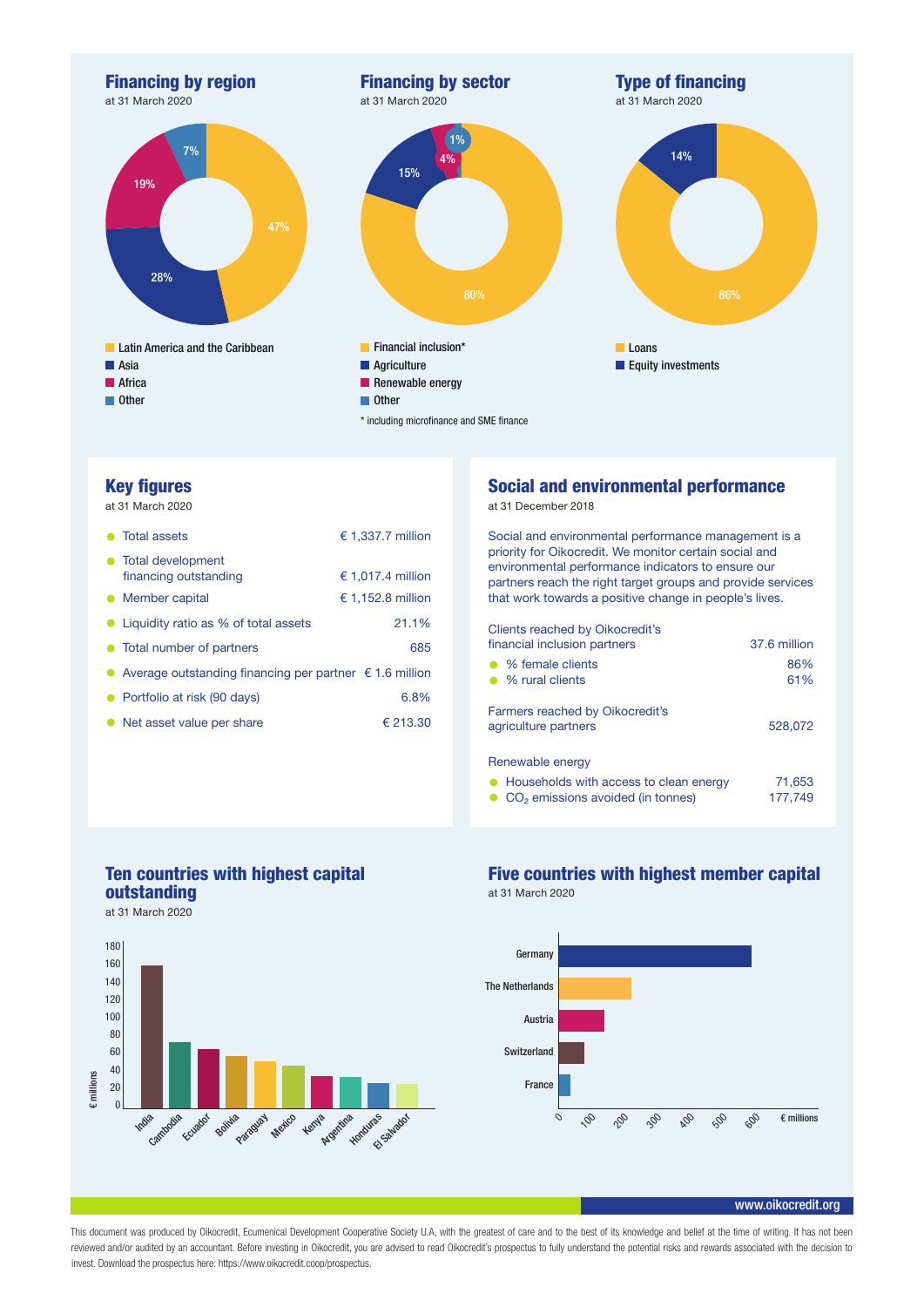## Financing by region

at 31 March 2020

47%
28%
19%
7%

- Latin America and the Caribbean
- Asia
- Africa
- Other

## Financing by sector

at 31 March 2020

80%
15%
4%
1%

- Financial inclusion*
- Agriculture
- Renewable energy
- Other

\* including microfinance and SME finance

## Type of financing

at 31 March 2020

86%
14%

- Loans
- Equity investments

## Key figures

at 31 March 2020

| | |
|---|---|
| Total assets | € 1,337.7 million |
| Total development financing outstanding | € 1,017.4 million |
| Member capital | € 1,152.8 million |
| Liquidity ratio as % of total assets | 21.1% |
| Total number of partners | 685 |
| Average outstanding financing per partner | € 1.6 million |
| Portfolio at risk (90 days) | 6.8% |
| Net asset value per share | € 213.30 |

## Social and environmental performance

at 31 December 2018

Social and environmental performance management is a priority for Oikocredit. We monitor certain social and environmental performance indicators to ensure our partners reach the right target groups and provide services that work towards a positive change in people's lives.

| | |
|---|---|
| Clients reached by Oikocredit's financial inclusion partners | 37.6 million |
| % female clients | 86% |
| % rural clients | 61% |
| Farmers reached by Oikocredit's agriculture partners | 528,072 |
| **Renewable energy** | |
| Households with access to clean energy | 71,653 |
| $CO_2$ emissions avoided (in tonnes) | 177,749 |

## Ten countries with highest capital outstanding

at 31 March 2020

€ millions

0
20
40
60
80
100
120
140
160
180

India
Cambodia
Ecuador
Bolivia
Paraguay
Mexico
Kenya
Argentina
Honduras
El Salvador

## Five countries with highest member capital

at 31 March 2020

Germany
The Netherlands
Austria
Switzerland
France

0
100
200
300
400
500
600
€ millions

www.oikocredit.org

This document was produced by Oikocredit, Ecumenical Development Cooperative Society U.A, with the greatest of care and to the best of its knowledge and belief at the time of writing. It has not been reviewed and/or audited by an accountant. Before investing in Oikocredit, you are advised to read Oikocredit's prospectus to fully understand the potential risks and rewards associated with the decision to invest. Download the prospectus here: https://www.oikocredit.coop/prospectus.